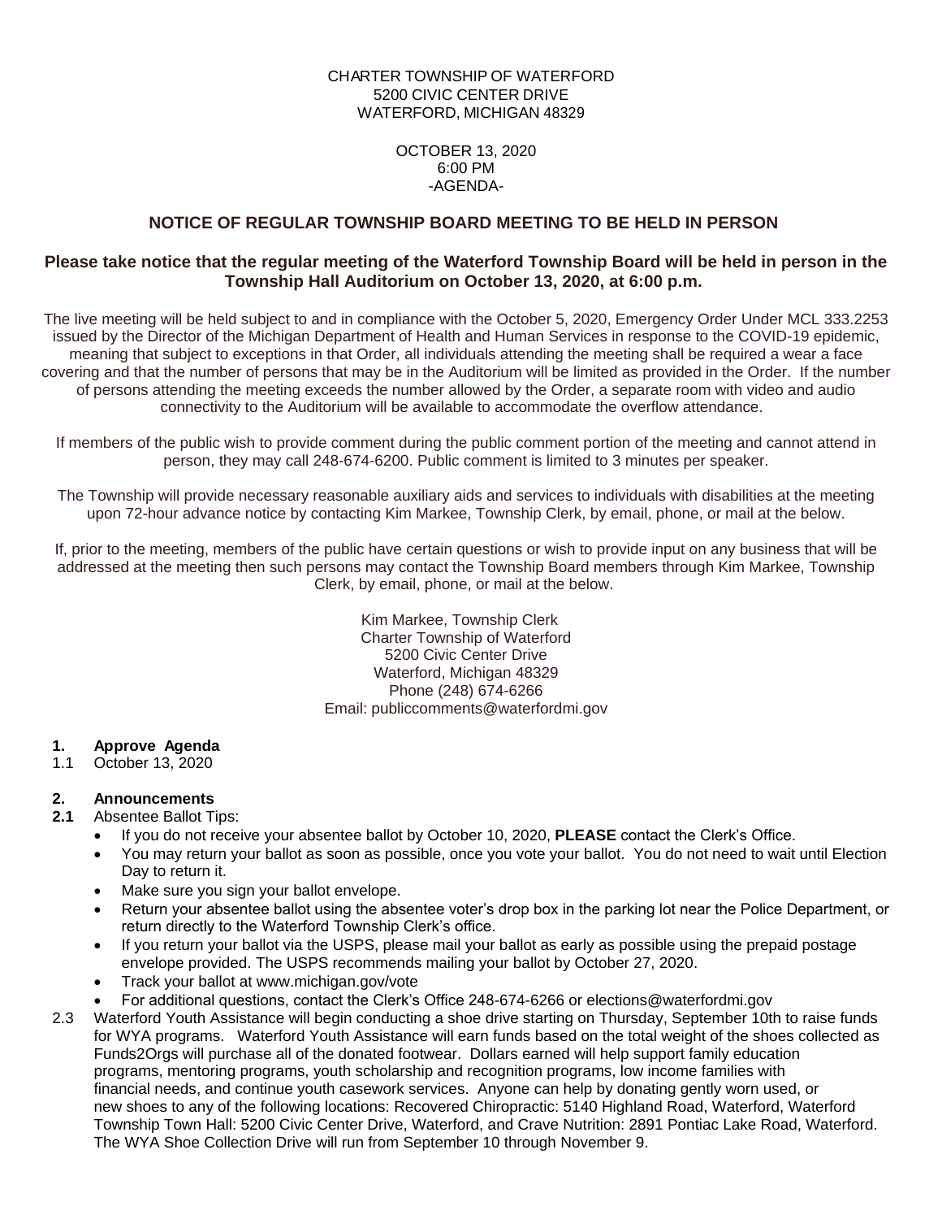CHARTER TOWNSHIP OF WATERFORD
5200 CIVIC CENTER DRIVE
WATERFORD, MICHIGAN 48329

OCTOBER 13, 2020
6:00 PM
-AGENDA-

## NOTICE OF REGULAR TOWNSHIP BOARD MEETING TO BE HELD IN PERSON

**Please take notice that the regular meeting of the Waterford Township Board will be held in person in the Township Hall Auditorium on October 13, 2020, at 6:00 p.m.**

The live meeting will be held subject to and in compliance with the October 5, 2020, Emergency Order Under MCL 333.2253 issued by the Director of the Michigan Department of Health and Human Services in response to the COVID-19 epidemic, meaning that subject to exceptions in that Order, all individuals attending the meeting shall be required a wear a face covering and that the number of persons that may be in the Auditorium will be limited as provided in the Order. If the number of persons attending the meeting exceeds the number allowed by the Order, a separate room with video and audio connectivity to the Auditorium will be available to accommodate the overflow attendance.

If members of the public wish to provide comment during the public comment portion of the meeting and cannot attend in person, they may call 248-674-6200. Public comment is limited to 3 minutes per speaker.

The Township will provide necessary reasonable auxiliary aids and services to individuals with disabilities at the meeting upon 72-hour advance notice by contacting Kim Markee, Township Clerk, by email, phone, or mail at the below.

If, prior to the meeting, members of the public have certain questions or wish to provide input on any business that will be addressed at the meeting then such persons may contact the Township Board members through Kim Markee, Township Clerk, by email, phone, or mail at the below.

Kim Markee, Township Clerk
Charter Township of Waterford
5200 Civic Center Drive
Waterford, Michigan 48329
Phone (248) 674-6266
Email: publiccomments@waterfordmi.gov

**1. Approve Agenda**

1.1 October 13, 2020

**2. Announcements**

**2.1** Absentee Ballot Tips:

- If you do not receive your absentee ballot by October 10, 2020, **PLEASE** contact the Clerk's Office.
- You may return your ballot as soon as possible, once you vote your ballot. You do not need to wait until Election Day to return it.
- Make sure you sign your ballot envelope.
- Return your absentee ballot using the absentee voter's drop box in the parking lot near the Police Department, or return directly to the Waterford Township Clerk's office.
- If you return your ballot via the USPS, please mail your ballot as early as possible using the prepaid postage envelope provided. The USPS recommends mailing your ballot by October 27, 2020.
- Track your ballot at www.michigan.gov/vote
- For additional questions, contact the Clerk's Office 248-674-6266 or elections@waterfordmi.gov

2.3 Waterford Youth Assistance will begin conducting a shoe drive starting on Thursday, September 10th to raise funds for WYA programs. Waterford Youth Assistance will earn funds based on the total weight of the shoes collected as Funds2Orgs will purchase all of the donated footwear. Dollars earned will help support family education programs, mentoring programs, youth scholarship and recognition programs, low income families with financial needs, and continue youth casework services. Anyone can help by donating gently worn used, or new shoes to any of the following locations: Recovered Chiropractic: 5140 Highland Road, Waterford, Waterford Township Town Hall: 5200 Civic Center Drive, Waterford, and Crave Nutrition: 2891 Pontiac Lake Road, Waterford. The WYA Shoe Collection Drive will run from September 10 through November 9.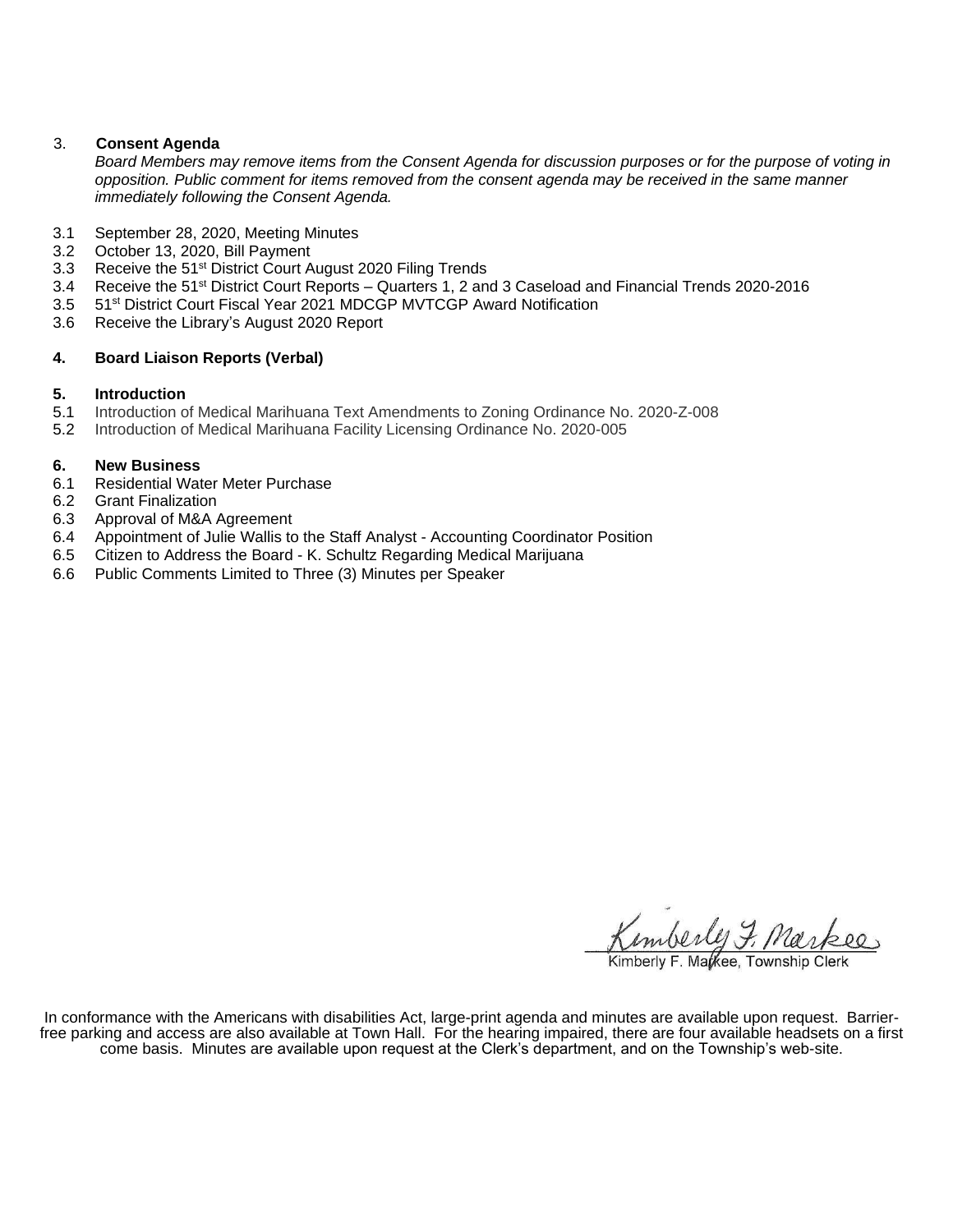3. **Consent Agenda**

*Board Members may remove items from the Consent Agenda for discussion purposes or for the purpose of voting in opposition. Public comment for items removed from the consent agenda may be received in the same manner immediately following the Consent Agenda.*

3.1 September 28, 2020, Meeting Minutes
3.2 October 13, 2020, Bill Payment
3.3 Receive the 51st District Court August 2020 Filing Trends
3.4 Receive the 51st District Court Reports – Quarters 1, 2 and 3 Caseload and Financial Trends 2020-2016
3.5 51st District Court Fiscal Year 2021 MDCGP MVTCGP Award Notification
3.6 Receive the Library's August 2020 Report

**4. Board Liaison Reports (Verbal)**

**5. Introduction**

5.1 Introduction of Medical Marihuana Text Amendments to Zoning Ordinance No. 2020-Z-008
5.2 Introduction of Medical Marihuana Facility Licensing Ordinance No. 2020-005

**6. New Business**

6.1 Residential Water Meter Purchase
6.2 Grant Finalization
6.3 Approval of M&A Agreement
6.4 Appointment of Julie Wallis to the Staff Analyst - Accounting Coordinator Position
6.5 Citizen to Address the Board - K. Schultz Regarding Medical Marijuana
6.6 Public Comments Limited to Three (3) Minutes per Speaker

Kimberly F. Markee

Kimberly F. Markee, Township Clerk

In conformance with the Americans with disabilities Act, large-print agenda and minutes are available upon request. Barrier-free parking and access are also available at Town Hall. For the hearing impaired, there are four available headsets on a first come basis. Minutes are available upon request at the Clerk's department, and on the Township's web-site.